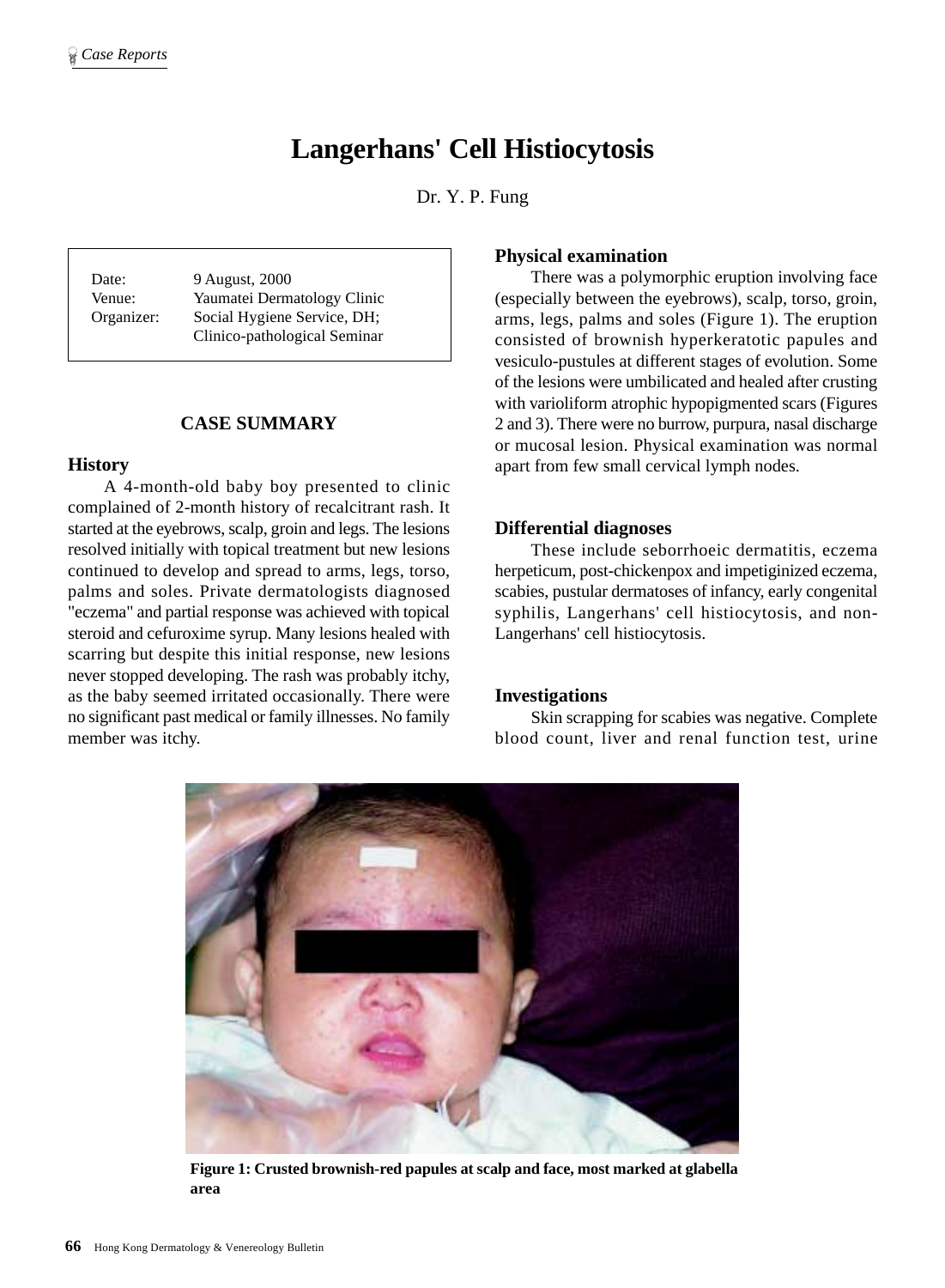# Langerhans' Cell Histiocytosis

Dr. Y. P. Fung

Date: 9 August, 2000
Venue: Yaumatei Dermatology Clinic
Organizer: Social Hygiene Service, DH; Clinico-pathological Seminar

## CASE SUMMARY

### History

A 4-month-old baby boy presented to clinic complained of 2-month history of recalcitrant rash. It started at the eyebrows, scalp, groin and legs. The lesions resolved initially with topical treatment but new lesions continued to develop and spread to arms, legs, torso, palms and soles. Private dermatologists diagnosed "eczema" and partial response was achieved with topical steroid and cefuroxime syrup. Many lesions healed with scarring but despite this initial response, new lesions never stopped developing. The rash was probably itchy, as the baby seemed irritated occasionally. There were no significant past medical or family illnesses. No family member was itchy.

### Physical examination

There was a polymorphic eruption involving face (especially between the eyebrows), scalp, torso, groin, arms, legs, palms and soles (Figure 1). The eruption consisted of brownish hyperkeratotic papules and vesiculo-pustules at different stages of evolution. Some of the lesions were umbilicated and healed after crusting with varioliform atrophic hypopigmented scars (Figures 2 and 3). There were no burrow, purpura, nasal discharge or mucosal lesion. Physical examination was normal apart from few small cervical lymph nodes.

### Differential diagnoses

These include seborrhoeic dermatitis, eczema herpeticum, post-chickenpox and impetiginized eczema, scabies, pustular dermatoses of infancy, early congenital syphilis, Langerhans' cell histiocytosis, and non-Langerhans' cell histiocytosis.

### Investigations

Skin scrapping for scabies was negative. Complete blood count, liver and renal function test, urine

**Figure 1: Crusted brownish-red papules at scalp and face, most marked at glabella area**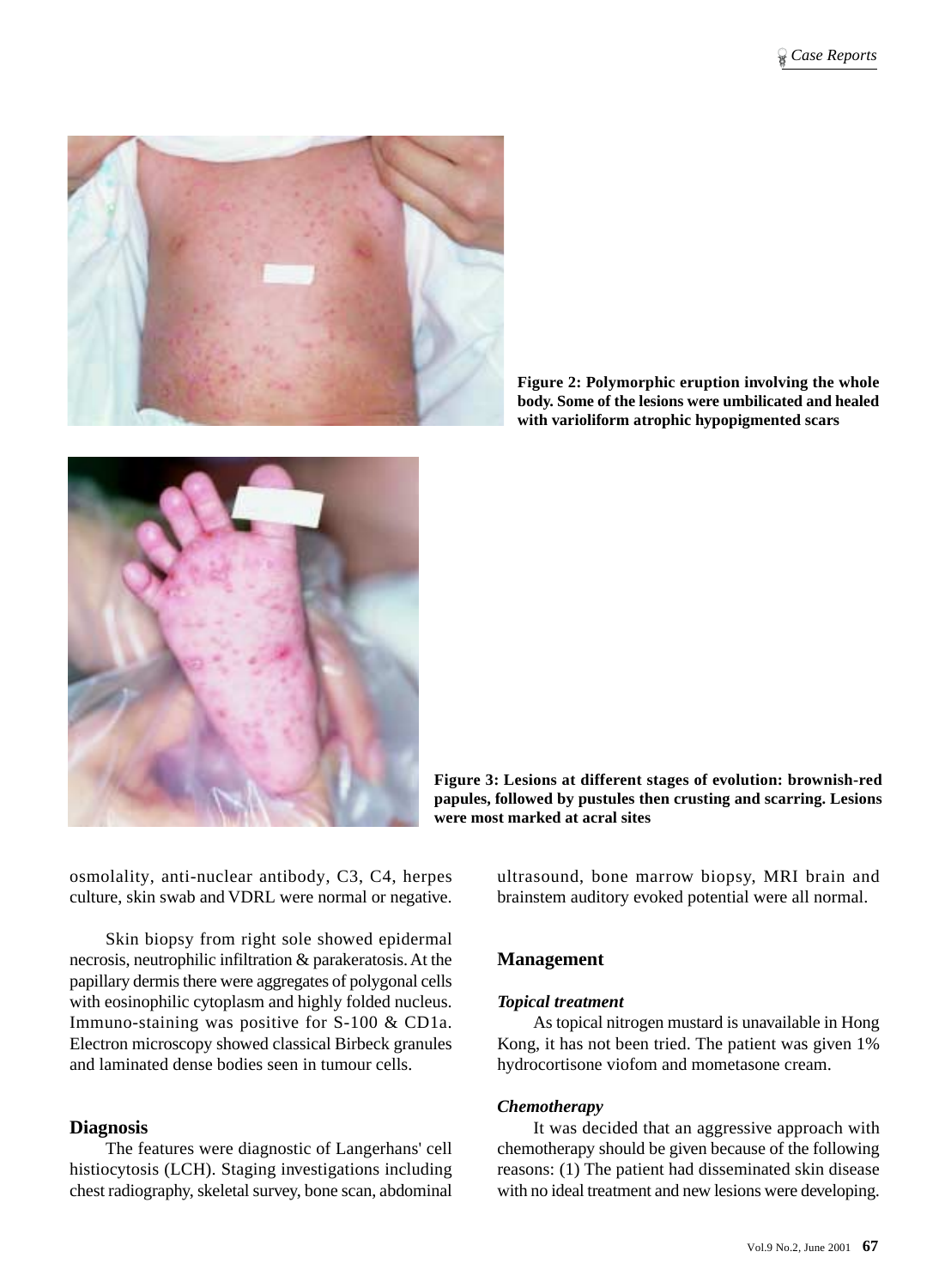Figure 2: Polymorphic eruption involving the whole body. Some of the lesions were umbilicated and healed with varioliform atrophic hypopigmented scars

Figure 3: Lesions at different stages of evolution: brownish-red papules, followed by pustules then crusting and scarring. Lesions were most marked at acral sites

osmolality, anti-nuclear antibody, C3, C4, herpes culture, skin swab and VDRL were normal or negative.

Skin biopsy from right sole showed epidermal necrosis, neutrophilic infiltration & parakeratosis. At the papillary dermis there were aggregates of polygonal cells with eosinophilic cytoplasm and highly folded nucleus. Immuno-staining was positive for S-100 & CD1a. Electron microscopy showed classical Birbeck granules and laminated dense bodies seen in tumour cells.

## Diagnosis

The features were diagnostic of Langerhans' cell histiocytosis (LCH). Staging investigations including chest radiography, skeletal survey, bone scan, abdominal ultrasound, bone marrow biopsy, MRI brain and brainstem auditory evoked potential were all normal.

## Management

### *Topical treatment*

As topical nitrogen mustard is unavailable in Hong Kong, it has not been tried. The patient was given 1% hydrocortisone viofom and mometasone cream.

### *Chemotherapy*

It was decided that an aggressive approach with chemotherapy should be given because of the following reasons: (1) The patient had disseminated skin disease with no ideal treatment and new lesions were developing.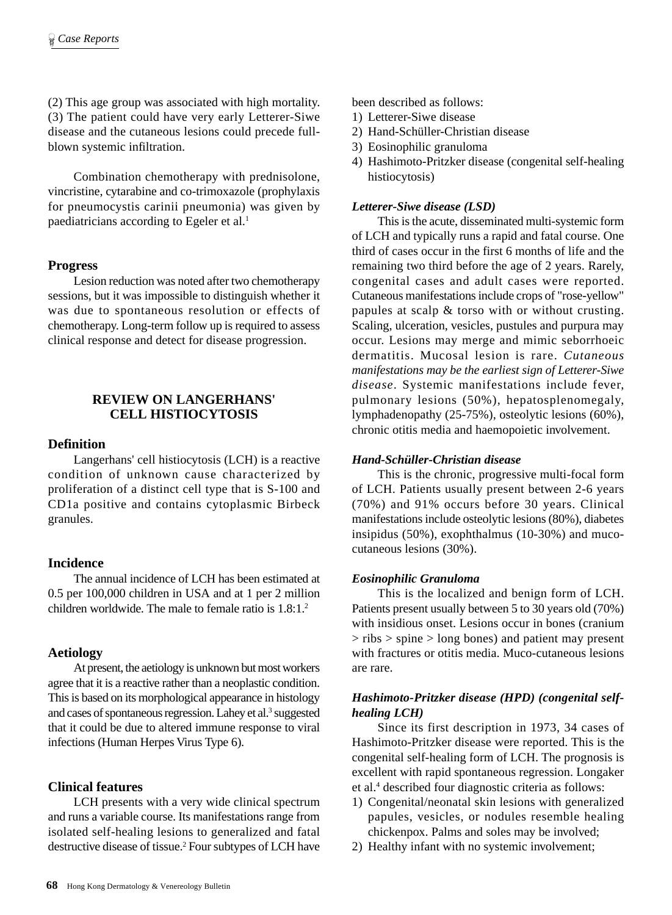(2) This age group was associated with high mortality. (3) The patient could have very early Letterer-Siwe disease and the cutaneous lesions could precede full-blown systemic infiltration.

Combination chemotherapy with prednisolone, vincristine, cytarabine and co-trimoxazole (prophylaxis for pneumocystis carinii pneumonia) was given by paediatricians according to Egeler et al.[1]

## Progress

Lesion reduction was noted after two chemotherapy sessions, but it was impossible to distinguish whether it was due to spontaneous resolution or effects of chemotherapy. Long-term follow up is required to assess clinical response and detect for disease progression.

## REVIEW ON LANGERHANS' CELL HISTIOCYTOSIS

### Definition

Langerhans' cell histiocytosis (LCH) is a reactive condition of unknown cause characterized by proliferation of a distinct cell type that is S-100 and CD1a positive and contains cytoplasmic Birbeck granules.

### Incidence

The annual incidence of LCH has been estimated at 0.5 per 100,000 children in USA and at 1 per 2 million children worldwide. The male to female ratio is 1.8:1.[2]

### Aetiology

At present, the aetiology is unknown but most workers agree that it is a reactive rather than a neoplastic condition. This is based on its morphological appearance in histology and cases of spontaneous regression. Lahey et al.[3] suggested that it could be due to altered immune response to viral infections (Human Herpes Virus Type 6).

### Clinical features

LCH presents with a very wide clinical spectrum and runs a variable course. Its manifestations range from isolated self-healing lesions to generalized and fatal destructive disease of tissue.[2] Four subtypes of LCH have been described as follows:

1) Letterer-Siwe disease
2) Hand-Schüller-Christian disease
3) Eosinophilic granuloma
4) Hashimoto-Pritzker disease (congenital self-healing histiocytosis)

#### *Letterer-Siwe disease (LSD)*

This is the acute, disseminated multi-systemic form of LCH and typically runs a rapid and fatal course. One third of cases occur in the first 6 months of life and the remaining two third before the age of 2 years. Rarely, congenital cases and adult cases were reported. Cutaneous manifestations include crops of "rose-yellow" papules at scalp & torso with or without crusting. Scaling, ulceration, vesicles, pustules and purpura may occur. Lesions may merge and mimic seborrhoeic dermatitis. Mucosal lesion is rare. *Cutaneous manifestations may be the earliest sign of Letterer-Siwe disease*. Systemic manifestations include fever, pulmonary lesions (50%), hepatosplenomegaly, lymphadenopathy (25-75%), osteolytic lesions (60%), chronic otitis media and haemopoietic involvement.

#### *Hand-Schüller-Christian disease*

This is the chronic, progressive multi-focal form of LCH. Patients usually present between 2-6 years (70%) and 91% occurs before 30 years. Clinical manifestations include osteolytic lesions (80%), diabetes insipidus (50%), exophthalmus (10-30%) and muco-cutaneous lesions (30%).

#### *Eosinophilic Granuloma*

This is the localized and benign form of LCH. Patients present usually between 5 to 30 years old (70%) with insidious onset. Lesions occur in bones (cranium > ribs > spine > long bones) and patient may present with fractures or otitis media. Muco-cutaneous lesions are rare.

#### *Hashimoto-Pritzker disease (HPD) (congenital self-healing LCH)*

Since its first description in 1973, 34 cases of Hashimoto-Pritzker disease were reported. This is the congenital self-healing form of LCH. The prognosis is excellent with rapid spontaneous regression. Longaker et al.[4] described four diagnostic criteria as follows:

1) Congenital/neonatal skin lesions with generalized papules, vesicles, or nodules resemble healing chickenpox. Palms and soles may be involved;
2) Healthy infant with no systemic involvement;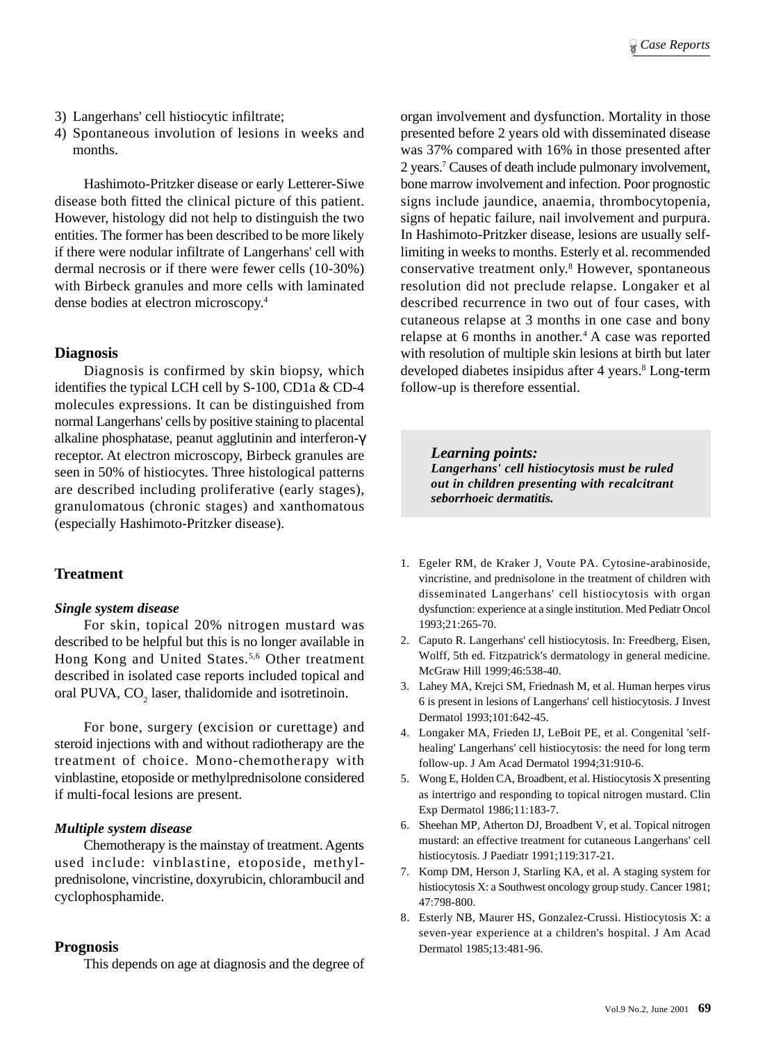3) Langerhans' cell histiocytic infiltrate;
4) Spontaneous involution of lesions in weeks and months.

Hashimoto-Pritzker disease or early Letterer-Siwe disease both fitted the clinical picture of this patient. However, histology did not help to distinguish the two entities. The former has been described to be more likely if there were nodular infiltrate of Langerhans' cell with dermal necrosis or if there were fewer cells (10-30%) with Birbeck granules and more cells with laminated dense bodies at electron microscopy.[4]

## Diagnosis

Diagnosis is confirmed by skin biopsy, which identifies the typical LCH cell by S-100, CD1a & CD-4 molecules expressions. It can be distinguished from normal Langerhans' cells by positive staining to placental alkaline phosphatase, peanut agglutinin and interferon-$\gamma$ receptor. At electron microscopy, Birbeck granules are seen in 50% of histiocytes. Three histological patterns are described including proliferative (early stages), granulomatous (chronic stages) and xanthomatous (especially Hashimoto-Pritzker disease).

## Treatment

### *Single system disease*

For skin, topical 20% nitrogen mustard was described to be helpful but this is no longer available in Hong Kong and United States.[5,6] Other treatment described in isolated case reports included topical and oral PUVA, $CO_2$ laser, thalidomide and isotretinoin.

For bone, surgery (excision or curettage) and steroid injections with and without radiotherapy are the treatment of choice. Mono-chemotherapy with vinblastine, etoposide or methylprednisolone considered if multi-focal lesions are present.

### *Multiple system disease*

Chemotherapy is the mainstay of treatment. Agents used include: vinblastine, etoposide, methyl-prednisolone, vincristine, doxyrubicin, chlorambucil and cyclophosphamide.

## Prognosis

This depends on age at diagnosis and the degree of organ involvement and dysfunction. Mortality in those presented before 2 years old with disseminated disease was 37% compared with 16% in those presented after 2 years.[7] Causes of death include pulmonary involvement, bone marrow involvement and infection. Poor prognostic signs include jaundice, anaemia, thrombocytopenia, signs of hepatic failure, nail involvement and purpura. In Hashimoto-Pritzker disease, lesions are usually self-limiting in weeks to months. Esterly et al. recommended conservative treatment only.[8] However, spontaneous resolution did not preclude relapse. Longaker et al described recurrence in two out of four cases, with cutaneous relapse at 3 months in one case and bony relapse at 6 months in another.[4] A case was reported with resolution of multiple skin lesions at birth but later developed diabetes insipidus after 4 years.[8] Long-term follow-up is therefore essential.

> ***Learning points:***
> ***Langerhans' cell histiocytosis must be ruled out in children presenting with recalcitrant seborrhoeic dermatitis.***

1. Egeler RM, de Kraker J, Voute PA. Cytosine-arabinoside, vincristine, and prednisolone in the treatment of children with disseminated Langerhans' cell histiocytosis with organ dysfunction: experience at a single institution. Med Pediatr Oncol 1993;21:265-70.
2. Caputo R. Langerhans' cell histiocytosis. In: Freedberg, Eisen, Wolff, 5th ed. Fitzpatrick's dermatology in general medicine. McGraw Hill 1999;46:538-40.
3. Lahey MA, Krejci SM, Friednash M, et al. Human herpes virus 6 is present in lesions of Langerhans' cell histiocytosis. J Invest Dermatol 1993;101:642-45.
4. Longaker MA, Frieden IJ, LeBoit PE, et al. Congenital 'self-healing' Langerhans' cell histiocytosis: the need for long term follow-up. J Am Acad Dermatol 1994;31:910-6.
5. Wong E, Holden CA, Broadbent, et al. Histiocytosis X presenting as intertrigo and responding to topical nitrogen mustard. Clin Exp Dermatol 1986;11:183-7.
6. Sheehan MP, Atherton DJ, Broadbent V, et al. Topical nitrogen mustard: an effective treatment for cutaneous Langerhans' cell histiocytosis. J Paediatr 1991;119:317-21.
7. Komp DM, Herson J, Starling KA, et al. A staging system for histiocytosis X: a Southwest oncology group study. Cancer 1981; 47:798-800.
8. Esterly NB, Maurer HS, Gonzalez-Crussi. Histiocytosis X: a seven-year experience at a children's hospital. J Am Acad Dermatol 1985;13:481-96.